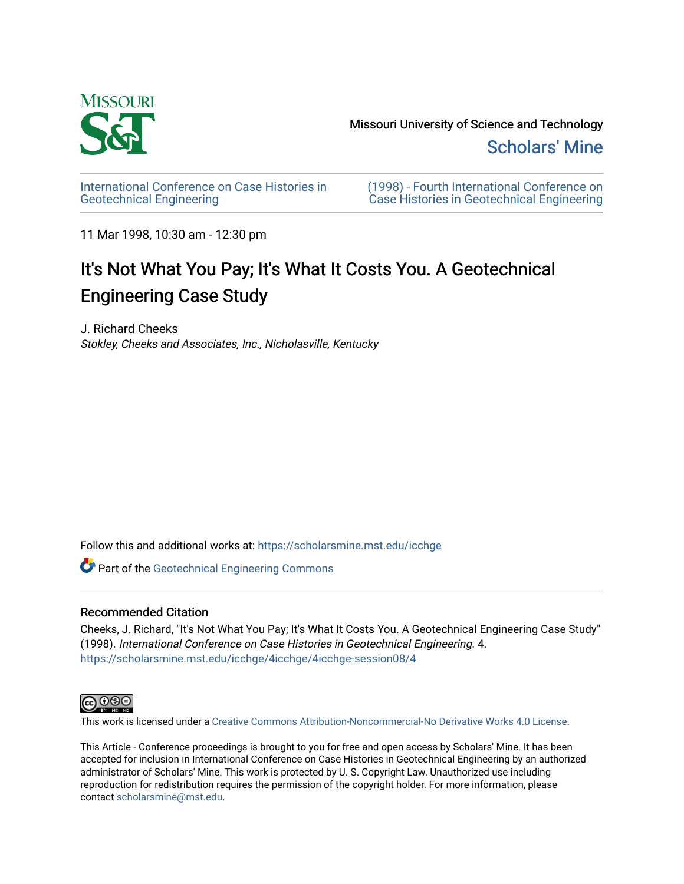Missouri University of Science and Technology

Scholars' Mine

International Conference on Case Histories in Geotechnical Engineering

(1998) - Fourth International Conference on Case Histories in Geotechnical Engineering

11 Mar 1998, 10:30 am - 12:30 pm

# It's Not What You Pay; It's What It Costs You. A Geotechnical Engineering Case Study

J. Richard Cheeks

*Stokley, Cheeks and Associates, Inc., Nicholasville, Kentucky*

Follow this and additional works at: https://scholarsmine.mst.edu/icchge

Part of the Geotechnical Engineering Commons

## Recommended Citation

Cheeks, J. Richard, "It's Not What You Pay; It's What It Costs You. A Geotechnical Engineering Case Study" (1998). *International Conference on Case Histories in Geotechnical Engineering*. 4. https://scholarsmine.mst.edu/icchge/4icchge/4icchge-session08/4

This work is licensed under a Creative Commons Attribution-Noncommercial-No Derivative Works 4.0 License.

This Article - Conference proceedings is brought to you for free and open access by Scholars' Mine. It has been accepted for inclusion in International Conference on Case Histories in Geotechnical Engineering by an authorized administrator of Scholars' Mine. This work is protected by U. S. Copyright Law. Unauthorized use including reproduction for redistribution requires the permission of the copyright holder. For more information, please contact scholarsmine@mst.edu.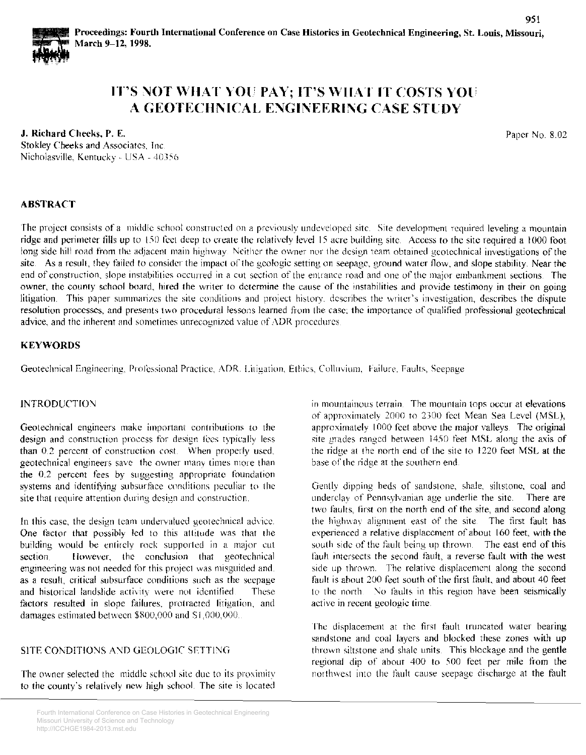# IT'S NOT WHAT YOU PAY; IT'S WHAT IT COSTS YOU A GEOTECHNICAL ENGINEERING CASE STUDY

**J. Richard Cheeks, P. E.**
Stokley Cheeks and Associates, Inc.
Nicholasville, Kentucky - USA - 40356

Paper No. 8.02

## ABSTRACT

The project consists of a middle school constructed on a previously undeveloped site. Site development required leveling a mountain ridge and perimeter fills up to 150 feet deep to create the relatively level 15 acre building site. Access to the site required a 1000 foot long side hill road from the adjacent main highway. Neither the owner nor the design team obtained geotechnical investigations of the site. As a result, they failed to consider the impact of the geologic setting on seepage, ground water flow, and slope stability. Near the end of construction, slope instabilities occurred in a cut section of the entrance road and one of the major embankment sections. The owner, the county school board, hired the writer to determine the cause of the instabilities and provide testimony in their on going litigation. This paper summarizes the site conditions and project history, describes the writer's investigation, describes the dispute resolution processes, and presents two procedural lessons learned from the case; the importance of qualified professional geotechnical advice, and the inherent and sometimes unrecognized value of ADR procedures.

## KEYWORDS

Geotechnical Engineering, Professional Practice, ADR, Litigation, Ethics, Colluvium, Failure, Faults, Seepage

## INTRODUCTION

Geotechnical engineers make important contributions to the design and construction process for design fees typically less than 0.2 percent of construction cost. When properly used, geotechnical engineers save the owner many times more than the 0.2 percent fees by suggesting appropriate foundation systems and identifying subsurface conditions peculiar to the site that require attention during design and construction.

In this case, the design team undervalued geotechnical advice. One factor that possibly led to this attitude was that the building would be entirely rock supported in a major cut section. However, the conclusion that geotechnical engineering was not needed for this project was misguided and, as a result, critical subsurface conditions such as the seepage and historical landslide activity were not identified. These factors resulted in slope failures, protracted litigation, and damages estimated between \$800,000 and \$1,000,000.

## SITE CONDITIONS AND GEOLOGIC SETTING

The owner selected the middle school site due to its proximity to the county's relatively new high school. The site is located in mountainous terrain. The mountain tops occur at elevations of approximately 2000 to 2300 feet Mean Sea Level (MSL), approximately 1000 feet above the major valleys. The original site grades ranged between 1450 feet MSL along the axis of the ridge at the north end of the site to 1220 feet MSL at the base of the ridge at the southern end.

Gently dipping beds of sandstone, shale, siltstone, coal and underclay of Pennsylvanian age underlie the site. There are two faults, first on the north end of the site, and second along the highway alignment east of the site. The first fault has experienced a relative displacement of about 160 feet, with the south side of the fault being up thrown. The east end of this fault intersects the second fault, a reverse fault with the west side up thrown. The relative displacement along the second fault is about 200 feet south of the first fault, and about 40 feet to the north. No faults in this region have been seismically active in recent geologic time.

The displacement at the first fault truncated water bearing sandstone and coal layers and blocked these zones with up thrown siltstone and shale units. This blockage and the gentle regional dip of about 400 to 500 feet per mile from the northwest into the fault cause seepage discharge at the fault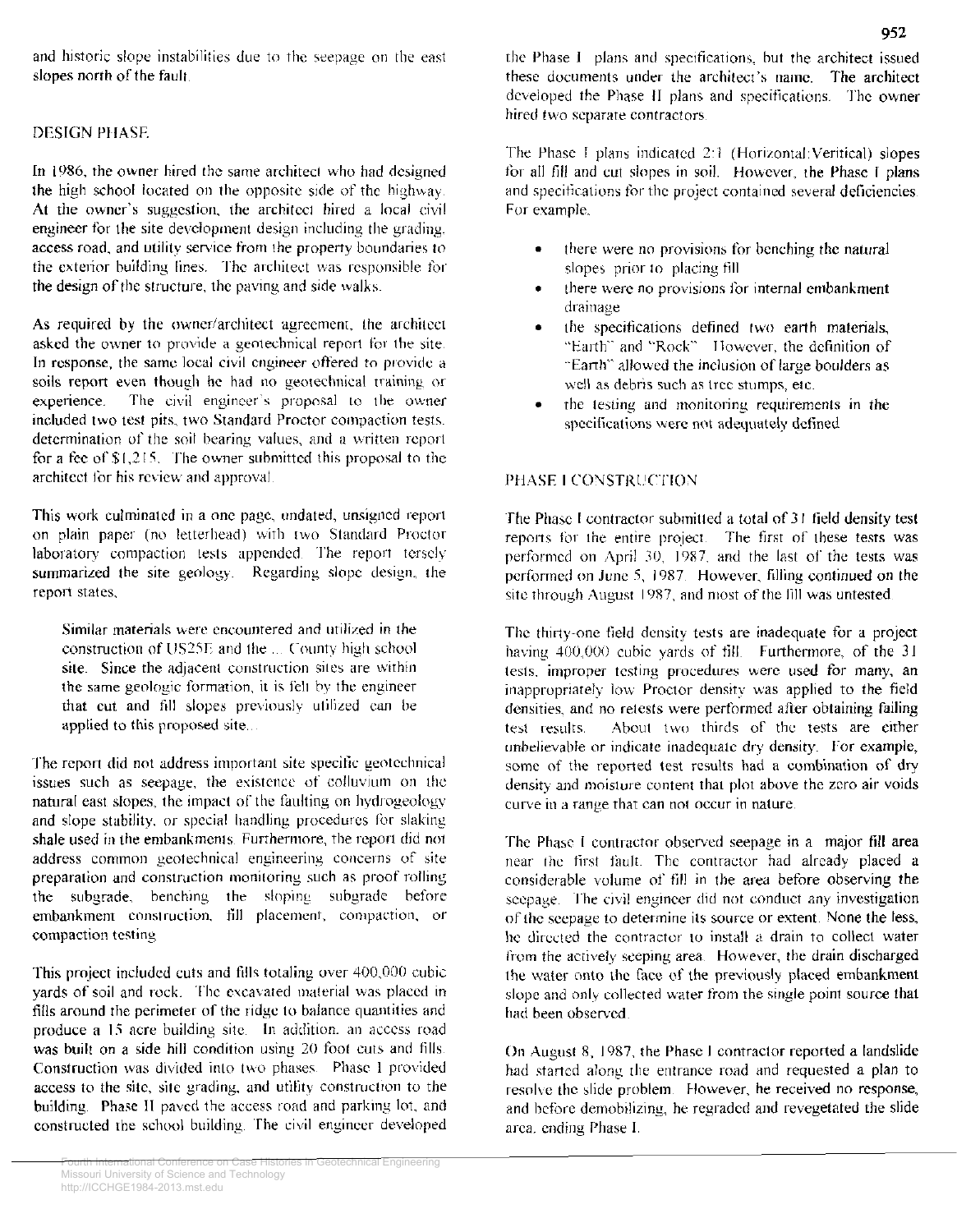and historic slope instabilities due to the seepage on the east slopes north of the fault.

## DESIGN PHASE

In 1986, the owner hired the same architect who had designed the high school located on the opposite side of the highway. At the owner's suggestion, the architect hired a local civil engineer for the site development design including the grading, access road, and utility service from the property boundaries to the exterior building lines. The architect was responsible for the design of the structure, the paving and side walks.

As required by the owner/architect agreement, the architect asked the owner to provide a geotechnical report for the site. In response, the same local civil engineer offered to provide a soils report even though he had no geotechnical training or experience. The civil engineer's proposal to the owner included two test pits, two Standard Proctor compaction tests, determination of the soil bearing values, and a written report for a fee of $1,215. The owner submitted this proposal to the architect for his review and approval.

This work culminated in a one page, undated, unsigned report on plain paper (no letterhead) with two Standard Proctor laboratory compaction tests appended. The report tersely summarized the site geology. Regarding slope design, the report states,

> Similar materials were encountered and utilized in the construction of US25E and the ... County high school site. Since the adjacent construction sites are within the same geologic formation, it is felt by the engineer that cut and fill slopes previously utilized can be applied to this proposed site...

The report did not address important site specific geotechnical issues such as seepage, the existence of colluvium on the natural east slopes, the impact of the faulting on hydrogeology and slope stability, or special handling procedures for slaking shale used in the embankments. Furthermore, the report did not address common geotechnical engineering concerns of site preparation and construction monitoring such as proof rolling the subgrade, benching the sloping subgrade before embankment construction, fill placement, compaction, or compaction testing.

This project included cuts and fills totaling over 400,000 cubic yards of soil and rock. The excavated material was placed in fills around the perimeter of the ridge to balance quantities and produce a 15 acre building site. In addition, an access road was built on a side hill condition using 20 foot cuts and fills. Construction was divided into two phases. Phase I provided access to the site, site grading, and utility construction to the building. Phase II paved the access road and parking lot, and constructed the school building. The civil engineer developed the Phase I plans and specifications, but the architect issued these documents under the architect's name. The architect developed the Phase II plans and specifications. The owner hired two separate contractors.

The Phase I plans indicated 2:1 (Horizontal:Vertical) slopes for all fill and cut slopes in soil. However, the Phase I plans and specifications for the project contained several deficiencies. For example,

- there were no provisions for benching the natural slopes prior to placing fill
- there were no provisions for internal embankment drainage
- the specifications defined two earth materials, "Earth" and "Rock". However, the definition of "Earth" allowed the inclusion of large boulders as well as debris such as tree stumps, etc.
- the testing and monitoring requirements in the specifications were not adequately defined

## PHASE I CONSTRUCTION

The Phase I contractor submitted a total of 31 field density test reports for the entire project. The first of these tests was performed on April 30, 1987, and the last of the tests was performed on June 5, 1987. However, filling continued on the site through August 1987, and most of the fill was untested.

The thirty-one field density tests are inadequate for a project having 400,000 cubic yards of fill. Furthermore, of the 31 tests, improper testing procedures were used for many, an inappropriately low Proctor density was applied to the field densities, and no retests were performed after obtaining failing test results. About two thirds of the tests are either unbelievable or indicate inadequate dry density. For example, some of the reported test results had a combination of dry density and moisture content that plot above the zero air voids curve in a range that can not occur in nature.

The Phase I contractor observed seepage in a major fill area near the first fault. The contractor had already placed a considerable volume of fill in the area before observing the seepage. The civil engineer did not conduct any investigation of the seepage to determine its source or extent. None the less, he directed the contractor to install a drain to collect water from the actively seeping area. However, the drain discharged the water onto the face of the previously placed embankment slope and only collected water from the single point source that had been observed.

On August 8, 1987, the Phase I contractor reported a landslide had started along the entrance road and requested a plan to resolve the slide problem. However, he received no response, and before demobilizing, he regraded and revegetated the slide area, ending Phase I.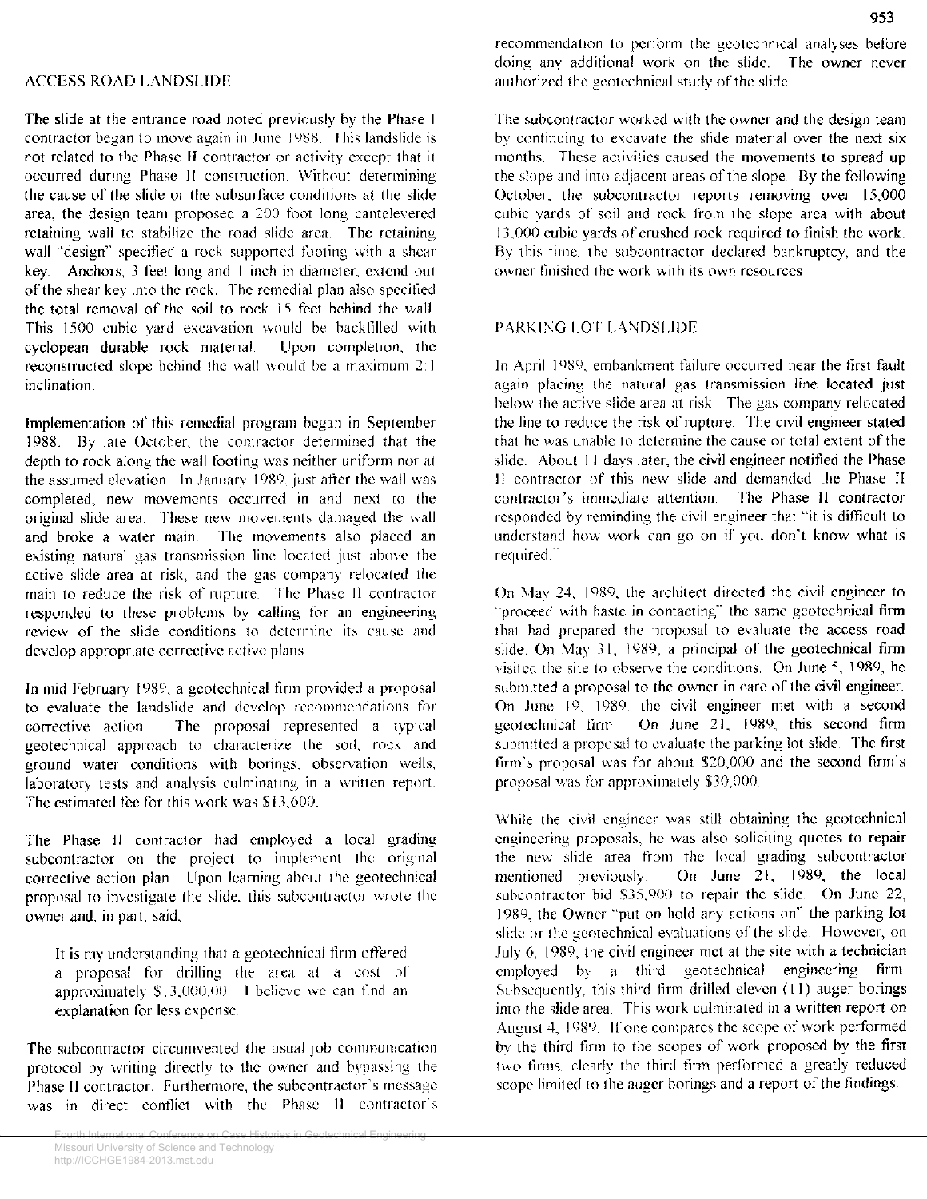## ACCESS ROAD LANDSLIDE

The slide at the entrance road noted previously by the Phase I contractor began to move again in June 1988. This landslide is not related to the Phase II contractor or activity except that it occurred during Phase II construction. Without determining the cause of the slide or the subsurface conditions at the slide area, the design team proposed a 200 foot long cantelevered retaining wall to stabilize the road slide area. The retaining wall "design" specified a rock supported footing with a shear key. Anchors, 3 feet long and 1 inch in diameter, extend out of the shear key into the rock. The remedial plan also specified the total removal of the soil to rock 15 feet behind the wall. This 1500 cubic yard excavation would be backfilled with cyclopean durable rock material. Upon completion, the reconstructed slope behind the wall would be a maximum 2:1 inclination.

Implementation of this remedial program began in September 1988. By late October, the contractor determined that the depth to rock along the wall footing was neither uniform nor at the assumed elevation. In January 1989, just after the wall was completed, new movements occurred in and next to the original slide area. These new movements damaged the wall and broke a water main. The movements also placed an existing natural gas transmission line located just above the active slide area at risk, and the gas company relocated the main to reduce the risk of rupture. The Phase II contractor responded to these problems by calling for an engineering review of the slide conditions to determine its cause and develop appropriate corrective active plans.

In mid February 1989, a geotechnical firm provided a proposal to evaluate the landslide and develop recommendations for corrective action. The proposal represented a typical geotechnical approach to characterize the soil, rock and ground water conditions with borings, observation wells, laboratory tests and analysis culminating in a written report. The estimated fee for this work was $13,600.

The Phase II contractor had employed a local grading subcontractor on the project to implement the original corrective action plan. Upon learning about the geotechnical proposal to investigate the slide, this subcontractor wrote the owner and, in part, said,

> It is my understanding that a geotechnical firm offered a proposal for drilling the area at a cost of approximately $13,000.00. I believe we can find an explanation for less expense.

The subcontractor circumvented the usual job communication protocol by writing directly to the owner and bypassing the Phase II contractor. Furthermore, the subcontractor's message was in direct conflict with the Phase II contractor's recommendation to perform the geotechnical analyses before doing any additional work on the slide. The owner never authorized the geotechnical study of the slide.

The subcontractor worked with the owner and the design team by continuing to excavate the slide material over the next six months. These activities caused the movements to spread up the slope and into adjacent areas of the slope. By the following October, the subcontractor reports removing over 15,000 cubic yards of soil and rock from the slope area with about 13,000 cubic yards of crushed rock required to finish the work. By this time, the subcontractor declared bankruptcy, and the owner finished the work with its own resources.

## PARKING LOT LANDSLIDE

In April 1989, embankment failure occurred near the first fault again placing the natural gas transmission line located just below the active slide area at risk. The gas company relocated the line to reduce the risk of rupture. The civil engineer stated that he was unable to determine the cause or total extent of the slide. About 11 days later, the civil engineer notified the Phase II contractor of this new slide and demanded the Phase II contractor's immediate attention. The Phase II contractor responded by reminding the civil engineer that "it is difficult to understand how work can go on if you don't know what is required."

On May 24, 1989, the architect directed the civil engineer to "proceed with haste in contacting" the same geotechnical firm that had prepared the proposal to evaluate the access road slide. On May 31, 1989, a principal of the geotechnical firm visited the site to observe the conditions. On June 5, 1989, he submitted a proposal to the owner in care of the civil engineer. On June 19, 1989, the civil engineer met with a second geotechnical firm. On June 21, 1989, this second firm submitted a proposal to evaluate the parking lot slide. The first firm's proposal was for about $20,000 and the second firm's proposal was for approximately $30,000.

While the civil engineer was still obtaining the geotechnical engineering proposals, he was also soliciting quotes to repair the new slide area from the local grading subcontractor mentioned previously. On June 21, 1989, the local subcontractor bid $35,900 to repair the slide. On June 22, 1989, the Owner "put on hold any actions on" the parking lot slide or the geotechnical evaluations of the slide. However, on July 6, 1989, the civil engineer met at the site with a technician employed by a third geotechnical engineering firm. Subsequently, this third firm drilled eleven (11) auger borings into the slide area. This work culminated in a written report on August 4, 1989. If one compares the scope of work performed by the third firm to the scopes of work proposed by the first two firms, clearly the third firm performed a greatly reduced scope limited to the auger borings and a report of the findings.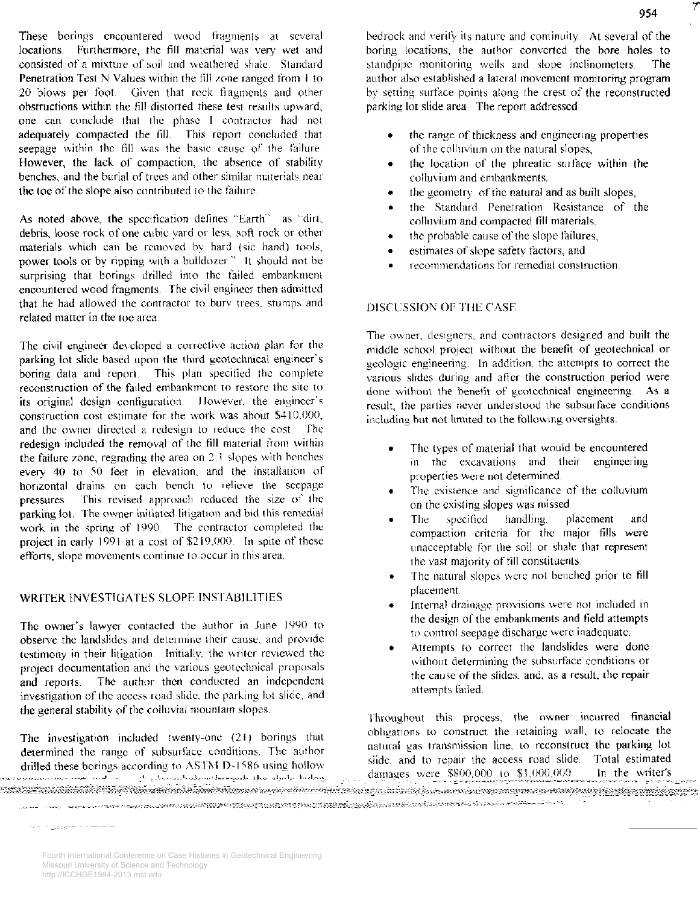These borings encountered wood fragments at several locations. Furthermore, the fill material was very wet and consisted of a mixture of soil and weathered shale. Standard Penetration Test N Values within the fill zone ranged from 1 to 20 blows per foot. Given that rock fragments and other obstructions within the fill distorted these test results upward, one can conclude that the phase I contractor had not adequately compacted the fill. This report concluded that seepage within the fill was the basic cause of the failure. However, the lack of compaction, the absence of stability benches, and the burial of trees and other similar materials near the toe of the slope also contributed to the failure.

As noted above, the specification defines "Earth" as "dirt, debris, loose rock of one cubic yard or less, soft rock or other materials which can be removed by hard (sic hand) tools, power tools or by ripping with a bulldozer." It should not be surprising that borings drilled into the failed embankment encountered wood fragments. The civil engineer then admitted that he had allowed the contractor to bury trees, stumps and related matter in the toe area.

The civil engineer developed a corrective action plan for the parking lot slide based upon the third geotechnical engineer's boring data and report. This plan specified the complete reconstruction of the failed embankment to restore the site to its original design configuration. However, the engineer's construction cost estimate for the work was about $410,000, and the owner directed a redesign to reduce the cost. The redesign included the removal of the fill material from within the failure zone, regrading the area on 2:1 slopes with benches every 40 to 50 feet in elevation, and the installation of horizontal drains on each bench to relieve the seepage pressures. This revised approach reduced the size of the parking lot. The owner initiated litigation and bid this remedial work in the spring of 1990. The contractor completed the project in early 1991 at a cost of $219,000. In spite of these efforts, slope movements continue to occur in this area.

## WRITER INVESTIGATES SLOPE INSTABILITIES

The owner's lawyer contacted the author in June 1990 to observe the landslides and determine their cause, and provide testimony in their litigation. Initially, the writer reviewed the project documentation and the various geotechnical proposals and reports. The author then conducted an independent investigation of the access road slide, the parking lot slide, and the general stability of the colluvial mountain slopes.

The investigation included twenty-one (21) borings that determined the range of subsurface conditions. The author drilled these borings according to ASTM D-1586 using hollow [...] through the shale bedrock and verify its nature and continuity. At several of the boring locations, the author converted the bore holes to standpipe monitoring wells and slope inclinometers. The author also established a lateral movement monitoring program by setting surface points along the crest of the reconstructed parking lot slide area. The report addressed:

- the range of thickness and engineering properties of the colluvium on the natural slopes,
- the location of the phreatic surface within the colluvium and embankments,
- the geometry of the natural and as built slopes,
- the Standard Penetration Resistance of the colluvium and compacted fill materials,
- the probable cause of the slope failures,
- estimates of slope safety factors, and
- recommendations for remedial construction.

## DISCUSSION OF THE CASE

The owner, designers, and contractors designed and built the middle school project without the benefit of geotechnical or geologic engineering. In addition, the attempts to correct the various slides during and after the construction period were done without the benefit of geotechnical engineering. As a result, the parties never understood the subsurface conditions including but not limited to the following oversights.

- The types of material that would be encountered in the excavations and their engineering properties were not determined.
- The existence and significance of the colluvium on the existing slopes was missed.
- The specified handling, placement and compaction criteria for the major fills were unacceptable for the soil or shale that represent the vast majority of fill constituents.
- The natural slopes were not benched prior to fill placement.
- Internal drainage provisions were not included in the design of the embankments and field attempts to control seepage discharge were inadequate.
- Attempts to correct the landslides were done without determining the subsurface conditions or the cause of the slides, and, as a result, the repair attempts failed.

Throughout this process, the owner incurred financial obligations to construct the retaining wall, to relocate the natural gas transmission line, to reconstruct the parking lot slide, and to repair the access road slide. Total estimated damages were $800,000 to $1,000,000. In the writer's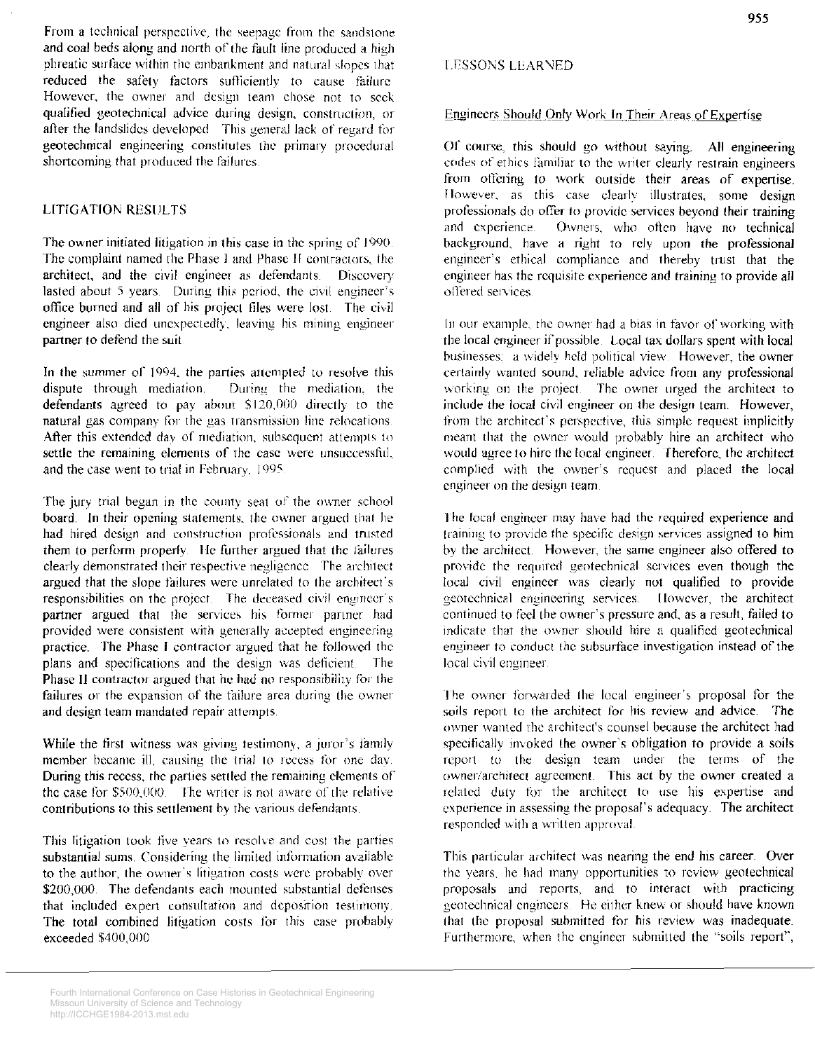From a technical perspective, the seepage from the sandstone and coal beds along and north of the fault line produced a high phreatic surface within the embankment and natural slopes that reduced the safety factors sufficiently to cause failure. However, the owner and design team chose not to seek qualified geotechnical advice during design, construction, or after the landslides developed. This general lack of regard for geotechnical engineering constitutes the primary procedural shortcoming that produced the failures.

## LITIGATION RESULTS

The owner initiated litigation in this case in the spring of 1990. The complaint named the Phase I and Phase II contractors, the architect, and the civil engineer as defendants. Discovery lasted about 5 years. During this period, the civil engineer's office burned and all of his project files were lost. The civil engineer also died unexpectedly, leaving his mining engineer partner to defend the suit.

In the summer of 1994, the parties attempted to resolve this dispute through mediation. During the mediation, the defendants agreed to pay about $120,000 directly to the natural gas company for the gas transmission line relocations. After this extended day of mediation, subsequent attempts to settle the remaining elements of the case were unsuccessful, and the case went to trial in February, 1995.

The jury trial began in the county seat of the owner school board. In their opening statements, the owner argued that he had hired design and construction professionals and trusted them to perform properly. He further argued that the failures clearly demonstrated their respective negligence. The architect argued that the slope failures were unrelated to the architect's responsibilities on the project. The deceased civil engineer's partner argued that the services his former partner had provided were consistent with generally accepted engineering practice. The Phase I contractor argued that he followed the plans and specifications and the design was deficient. The Phase II contractor argued that he had no responsibility for the failures or the expansion of the failure area during the owner and design team mandated repair attempts.

While the first witness was giving testimony, a juror's family member became ill, causing the trial to recess for one day. During this recess, the parties settled the remaining elements of the case for $500,000. The writer is not aware of the relative contributions to this settlement by the various defendants.

This litigation took five years to resolve and cost the parties substantial sums. Considering the limited information available to the author, the owner's litigation costs were probably over $200,000. The defendants each mounted substantial defenses that included expert consultation and deposition testimony. The total combined litigation costs for this case probably exceeded $400,000.

## LESSONS LEARNED

### Engineers Should Only Work In Their Areas of Expertise

Of course, this should go without saying. All engineering codes of ethics familiar to the writer clearly restrain engineers from offering to work outside their areas of expertise. However, as this case clearly illustrates, some design professionals do offer to provide services beyond their training and experience. Owners, who often have no technical background, have a right to rely upon the professional engineer's ethical compliance and thereby trust that the engineer has the requisite experience and training to provide all offered services.

In our example, the owner had a bias in favor of working with the local engineer if possible. Local tax dollars spent with local businesses: a widely held political view. However, the owner certainly wanted sound, reliable advice from any professional working on the project. The owner urged the architect to include the local civil engineer on the design team. However, from the architect's perspective, this simple request implicitly meant that the owner would probably hire an architect who would agree to hire the local engineer. Therefore, the architect complied with the owner's request and placed the local engineer on the design team.

The local engineer may have had the required experience and training to provide the specific design services assigned to him by the architect. However, the same engineer also offered to provide the required geotechnical services even though the local civil engineer was clearly not qualified to provide geotechnical engineering services. However, the architect continued to feel the owner's pressure and, as a result, failed to indicate that the owner should hire a qualified geotechnical engineer to conduct the subsurface investigation instead of the local civil engineer.

The owner forwarded the local engineer's proposal for the soils report to the architect for his review and advice. The owner wanted the architect's counsel because the architect had specifically invoked the owner's obligation to provide a soils report to the design team under the terms of the owner/architect agreement. This act by the owner created a related duty for the architect to use his expertise and experience in assessing the proposal's adequacy. The architect responded with a written approval.

This particular architect was nearing the end his career. Over the years, he had many opportunities to review geotechnical proposals and reports, and to interact with practicing geotechnical engineers. He either knew or should have known that the proposal submitted for his review was inadequate. Furthermore, when the engineer submitted the "soils report",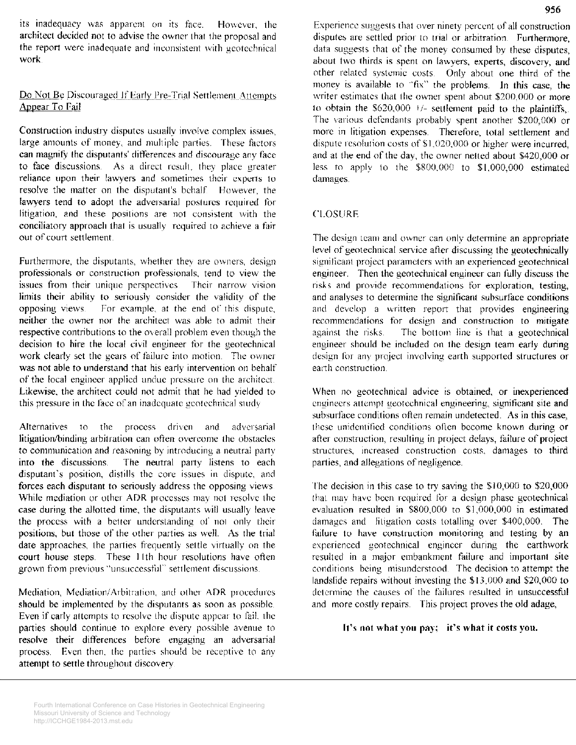its inadequacy was apparent on its face. However, the architect decided not to advise the owner that the proposal and the report were inadequate and inconsistent with geotechnical work.

## Do Not Be Discouraged If Early Pre-Trial Settlement Attempts Appear To Fail

Construction industry disputes usually involve complex issues, large amounts of money, and multiple parties. These factors can magnify the disputants' differences and discourage any face to face discussions. As a direct result, they place greater reliance upon their lawyers and sometimes their experts to resolve the matter on the disputant's behalf. However, the lawyers tend to adopt the adversarial postures required for litigation, and these positions are not consistent with the conciliatory approach that is usually required to achieve a fair out of court settlement.

Furthermore, the disputants, whether they are owners, design professionals or construction professionals, tend to view the issues from their unique perspectives. Their narrow vision limits their ability to seriously consider the validity of the opposing views. For example, at the end of this dispute, neither the owner nor the architect was able to admit their respective contributions to the overall problem even though the decision to hire the local civil engineer for the geotechnical work clearly set the gears of failure into motion. The owner was not able to understand that his early intervention on behalf of the local engineer applied undue pressure on the architect. Likewise, the architect could not admit that he had yielded to this pressure in the face of an inadequate geotechnical study.

Alternatives to the process driven and adversarial litigation/binding arbitration can often overcome the obstacles to communication and reasoning by introducing a neutral party into the discussions. The neutral party listens to each disputant's position, distills the core issues in dispute, and forces each disputant to seriously address the opposing views. While mediation or other ADR processes may not resolve the case during the allotted time, the disputants will usually leave the process with a better understanding of not only their positions, but those of the other parties as well. As the trial date approaches, the parties frequently settle virtually on the court house steps. These 11th hour resolutions have often grown from previous "unsuccessful" settlement discussions.

Mediation, Mediation/Arbitration, and other ADR procedures should be implemented by the disputants as soon as possible. Even if early attempts to resolve the dispute appear to fail, the parties should continue to explore every possible avenue to resolve their differences before engaging an adversarial process. Even then, the parties should be receptive to any attempt to settle throughout discovery.

Experience suggests that over ninety percent of all construction disputes are settled prior to trial or arbitration. Furthermore, data suggests that of the money consumed by these disputes, about two thirds is spent on lawyers, experts, discovery, and other related systemic costs. Only about one third of the money is available to "fix" the problems. In this case, the writer estimates that the owner spent about $200,000 or more to obtain the $620,000 +/- settlement paid to the plaintiffs,. The various defendants probably spent another $200,000 or more in litigation expenses. Therefore, total settlement and dispute resolution costs of $1,020,000 or higher were incurred, and at the end of the day, the owner netted about $420,000 or less to apply to the $800,000 to $1,000,000 estimated damages.

## CLOSURE

The design team and owner can only determine an appropriate level of geotechnical service after discussing the geotechnically significant project parameters with an experienced geotechnical engineer. Then the geotechnical engineer can fully discuss the risks and provide recommendations for exploration, testing, and analyses to determine the significant subsurface conditions and develop a written report that provides engineering recommendations for design and construction to mitigate against the risks. The bottom line is that a geotechnical engineer should be included on the design team early during design for any project involving earth supported structures or earth construction.

When no geotechnical advice is obtained, or inexperienced engineers attempt geotechnical engineering, significant site and subsurface conditions often remain undetected. As in this case, these unidentified conditions often become known during or after construction, resulting in project delays, failure of project structures, increased construction costs, damages to third parties, and allegations of negligence.

The decision in this case to try saving the $10,000 to $20,000 that may have been required for a design phase geotechnical evaluation resulted in $800,000 to $1,000,000 in estimated damages and litigation costs totalling over $400,000. The failure to have construction monitoring and testing by an experienced geotechnical engineer during the earthwork resulted in a major embankment failure and important site conditions being misunderstood. The decision to attempt the landslide repairs without investing the $13,000 and $20,000 to determine the causes of the failures resulted in unsuccessful and more costly repairs. This project proves the old adage,

**It's not what you pay; it's what it costs you.**